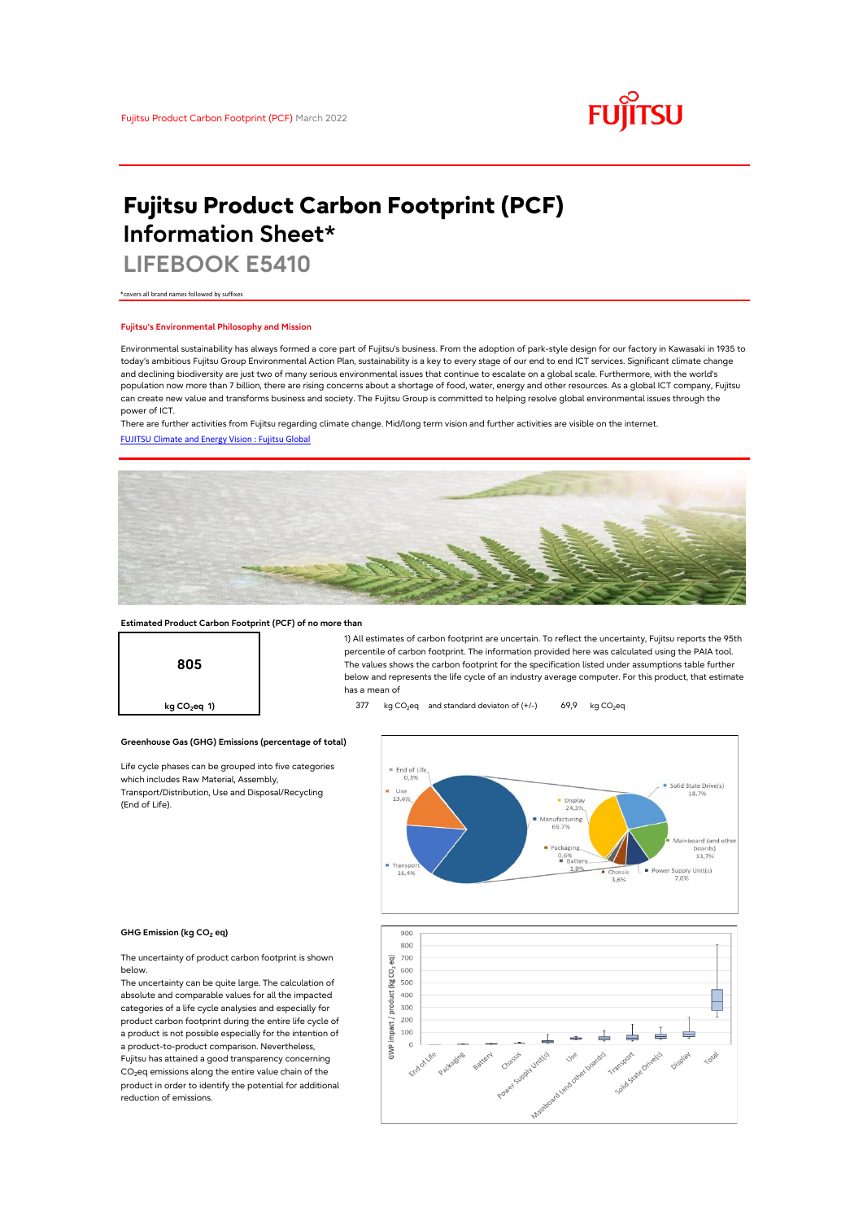Fujitsu Product Carbon Footprint (PCF) March 2022

# Fujitsu Product Carbon Footprint (PCF) Information Sheet*

## LIFEBOOK E5410

*covers all brand names followed by suffixes

### Fujitsu's Environmental Philosophy and Mission

Environmental sustainability has always formed a core part of Fujitsu's business. From the adoption of park-style design for our factory in Kawasaki in 1935 to today's ambitious Fujitsu Group Environmental Action Plan, sustainability is a key to every stage of our end to end ICT services. Significant climate change and declining biodiversity are just two of many serious environmental issues that continue to escalate on a global scale. Furthermore, with the world's population now more than 7 billion, there are rising concerns about a shortage of food, water, energy and other resources. As a global ICT company, Fujitsu can create new value and transforms business and society. The Fujitsu Group is committed to helping resolve global environmental issues through the power of ICT.

There are further activities from Fujitsu regarding climate change. Mid/long term vision and further activities are visible on the internet.

[FUJITSU Climate and Energy Vision : Fujitsu Global]

**Estimated Product Carbon Footprint (PCF) of no more than**

**805**

**kg $CO_2$eq 1)**

1) All estimates of carbon footprint are uncertain. To reflect the uncertainty, Fujitsu reports the 95th percentile of carbon footprint. The information provided here was calculated using the PAIA tool. The values shows the carbon footprint for the specification listed under assumptions table further below and represents the life cycle of an industry average computer. For this product, that estimate has a mean of

377 kg $CO_2$eq and standard deviaton of (+/-) 69,9 kg $CO_2$eq

**Greenhouse Gas (GHG) Emissions (percentage of total)**

Life cycle phases can be grouped into five categories which includes Raw Material, Assembly, Transport/Distribution, Use and Disposal/Recycling (End of Life).

- End of Life: 0,3%
- Use: 13,6%
- Transport: 16,4%
- Manufacturing: 69,7%
  - Display: 24,3%
  - Solid State Drive(s): 18,7%
  - Mainboard (and other boards): 13,7%
  - Power Supply Unit(s): 7,0%
  - Chassis: 3,6%
  - Battery: 1,9%
  - Packaging: 0,6%

**GHG Emission (kg $CO_2$ eq)**

The uncertainty of product carbon footprint is shown below.

The uncertainty can be quite large. The calculation of absolute and comparable values for all the impacted categories of a life cycle analysies and especially for product carbon footprint during the entire life cycle of a product is not possible especially for the intention of a product-to-product comparison. Nevertheless, Fujitsu has attained a good transparency concerning $CO_2$eq emissions along the entire value chain of the product in order to identify the potential for additional reduction of emissions.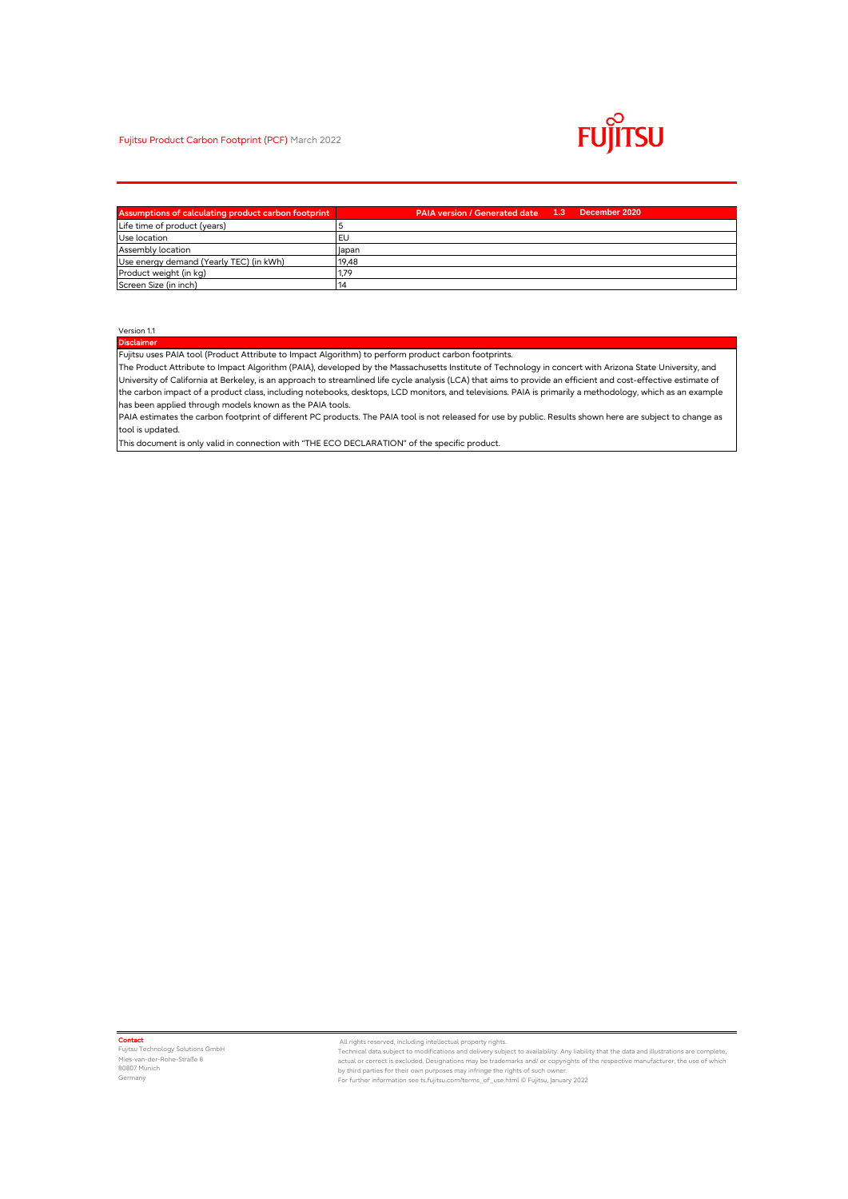Fujitsu Product Carbon Footprint (PCF) March 2022

| Assumptions of calculating product carbon footprint | PAIA version / Generated date 1.3 December 2020 |
|---|---|
| Life time of product (years) | 5 |
| Use location | EU |
| Assembly location | Japan |
| Use energy demand (Yearly TEC) (in kWh) | 19,48 |
| Product weight (in kg) | 1,79 |
| Screen Size (in inch) | 14 |

Version 1.1

**Disclaimer**

Fujitsu uses PAIA tool (Product Attribute to Impact Algorithm) to perform product carbon footprints.

The Product Attribute to Impact Algorithm (PAIA), developed by the Massachusetts Institute of Technology in concert with Arizona State University, and University of California at Berkeley, is an approach to streamlined life cycle analysis (LCA) that aims to provide an efficient and cost-effective estimate of the carbon impact of a product class, including notebooks, desktops, LCD monitors, and televisions. PAIA is primarily a methodology, which as an example has been applied through models known as the PAIA tools.

PAIA estimates the carbon footprint of different PC products. The PAIA tool is not released for use by public. Results shown here are subject to change as tool is updated.

This document is only valid in connection with "THE ECO DECLARATION" of the specific product.

**Contact**
Fujitsu Technology Solutions GmbH
Mies-van-der-Rohe-Straße 8
80807 Munich
Germany

All rights reserved, including intellectual property rights.
Technical data subject to modifications and delivery subject to availability. Any liability that the data and illustrations are complete, actual or correct is excluded. Designations may be trademarks and/ or copyrights of the respective manufacturer, the use of which by third parties for their own purposes may infringe the rights of such owner.
For further information see ts.fujitsu.com/terms_of_use.html © Fujitsu, January 2022